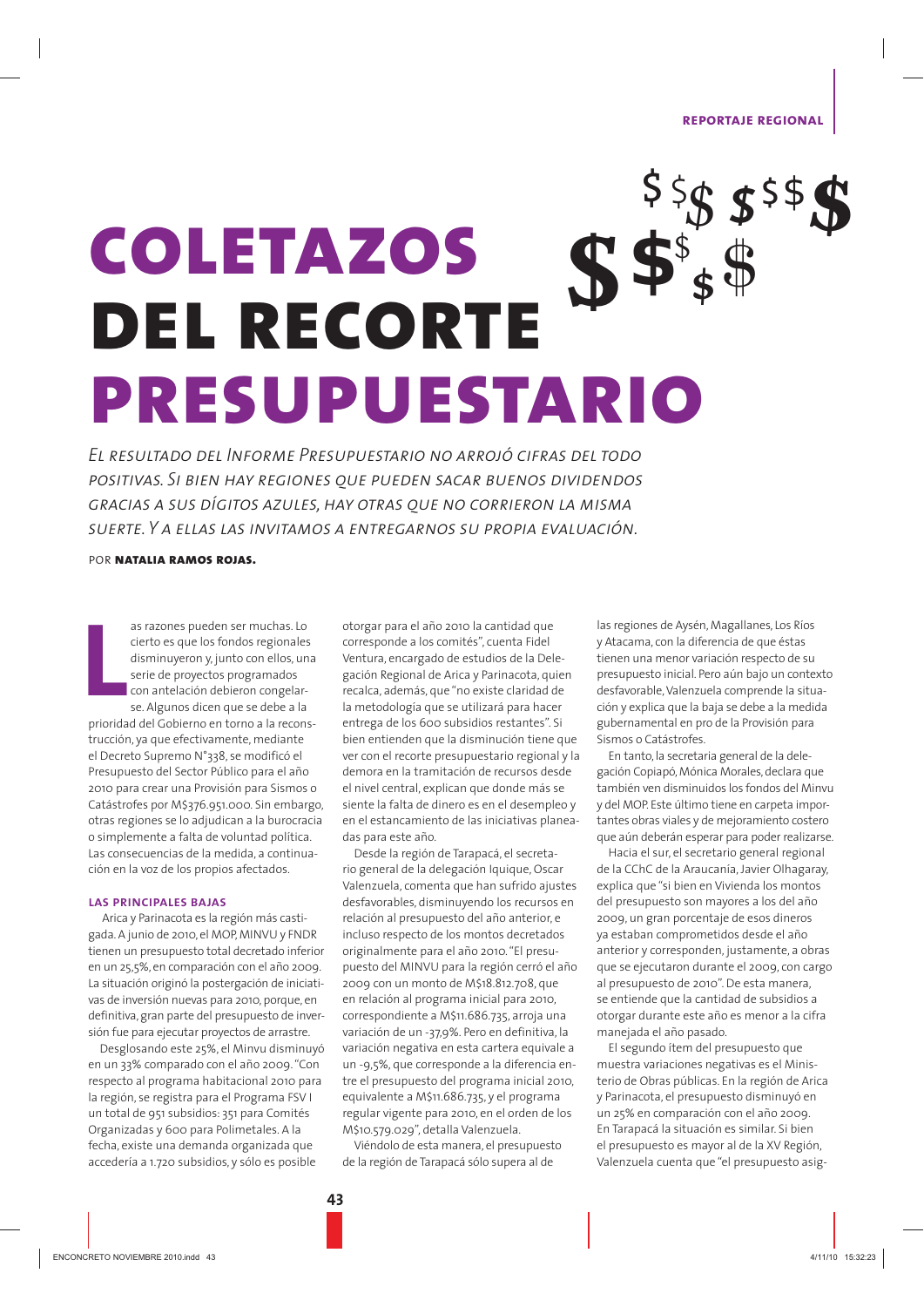REPORTAJE REGIONAL

# COLETAZOS DEL RECORTE PRESUPUESTARIO

*El resultado del Informe Presupuestario no arrojó cifras del todo positivas. Si bien hay regiones que pueden sacar buenos dividendos gracias a sus dígitos azules, hay otras que no corrieron la misma suerte. Y a ellas las invitamos a entregarnos su propia evaluación.*

POR **NATALIA RAMOS ROJAS.**

Las razones pueden ser muchas. Lo cierto es que los fondos regionales disminuyeron y, junto con ellos, una serie de proyectos programados con antelación debieron congelarse. Algunos dicen que se debe a la prioridad del Gobierno en torno a la reconstrucción, ya que efectivamente, mediante el Decreto Supremo N°338, se modificó el Presupuesto del Sector Público para el año 2010 para crear una Provisión para Sismos o Catástrofes por M$376.951.000. Sin embargo, otras regiones se lo adjudican a la burocracia o simplemente a falta de voluntad política. Las consecuencias de la medida, a continuación en la voz de los propios afectados.

### LAS PRINCIPALES BAJAS

Arica y Parinacota es la región más castigada. A junio de 2010, el MOP, MINVU y FNDR tienen un presupuesto total decretado inferior en un 25,5%, en comparación con el año 2009. La situación originó la postergación de iniciativas de inversión nuevas para 2010, porque, en definitiva, gran parte del presupuesto de inversión fue para ejecutar proyectos de arrastre.

Desglosando este 25%, el Minvu disminuyó en un 33% comparado con el año 2009. "Con respecto al programa habitacional 2010 para la región, se registra para el Programa FSV I un total de 951 subsidios: 351 para Comités Organizadas y 600 para Polimetales. A la fecha, existe una demanda organizada que accedería a 1.720 subsidios, y sólo es posible otorgar para el año 2010 la cantidad que corresponde a los comités", cuenta Fidel Ventura, encargado de estudios de la Delegación Regional de Arica y Parinacota, quien recalca, además, que "no existe claridad de la metodología que se utilizará para hacer entrega de los 600 subsidios restantes". Si bien entienden que la disminución tiene que ver con el recorte presupuestario regional y la demora en la tramitación de recursos desde el nivel central, explican que donde más se siente la falta de dinero es en el desempleo y en el estancamiento de las iniciativas planeadas para este año.

Desde la región de Tarapacá, el secretario general de la delegación Iquique, Oscar Valenzuela, comenta que han sufrido ajustes desfavorables, disminuyendo los recursos en relación al presupuesto del año anterior, e incluso respecto de los montos decretados originalmente para el año 2010. "El presupuesto del MINVU para la región cerró el año 2009 con un monto de M$18.812.708, que en relación al programa inicial para 2010, correspondiente a M$11.686.735, arroja una variación de un -37,9%. Pero en definitiva, la variación negativa en esta cartera equivale a un -9,5%, que corresponde a la diferencia entre el presupuesto del programa inicial 2010, equivalente a M$11.686.735, y el programa regular vigente para 2010, en el orden de los M$10.579.029", detalla Valenzuela.

Viéndolo de esta manera, el presupuesto de la región de Tarapacá sólo supera al de las regiones de Aysén, Magallanes, Los Ríos y Atacama, con la diferencia de que éstas tienen una menor variación respecto de su presupuesto inicial. Pero aún bajo un contexto desfavorable, Valenzuela comprende la situación y explica que la baja se debe a la medida gubernamental en pro de la Provisión para Sismos o Catástrofes.

En tanto, la secretaria general de la delegación Copiapó, Mónica Morales, declara que también ven disminuidos los fondos del Minvu y del MOP. Este último tiene en carpeta importantes obras viales y de mejoramiento costero que aún deberán esperar para poder realizarse.

Hacia el sur, el secretario general regional de la CChC de la Araucanía, Javier Olhagaray, explica que "si bien en Vivienda los montos del presupuesto son mayores a los del año 2009, un gran porcentaje de esos dineros ya estaban comprometidos desde el año anterior y corresponden, justamente, a obras que se ejecutaron durante el 2009, con cargo al presupuesto de 2010". De esta manera, se entiende que la cantidad de subsidios a otorgar durante este año es menor a la cifra manejada el año pasado.

El segundo ítem del presupuesto que muestra variaciones negativas es el Ministerio de Obras públicas. En la región de Arica y Parinacota, el presupuesto disminuyó en un 25% en comparación con el año 2009. En Tarapacá la situación es similar. Si bien el presupuesto es mayor al de la XV Región, Valenzuela cuenta que "el presupuesto asig-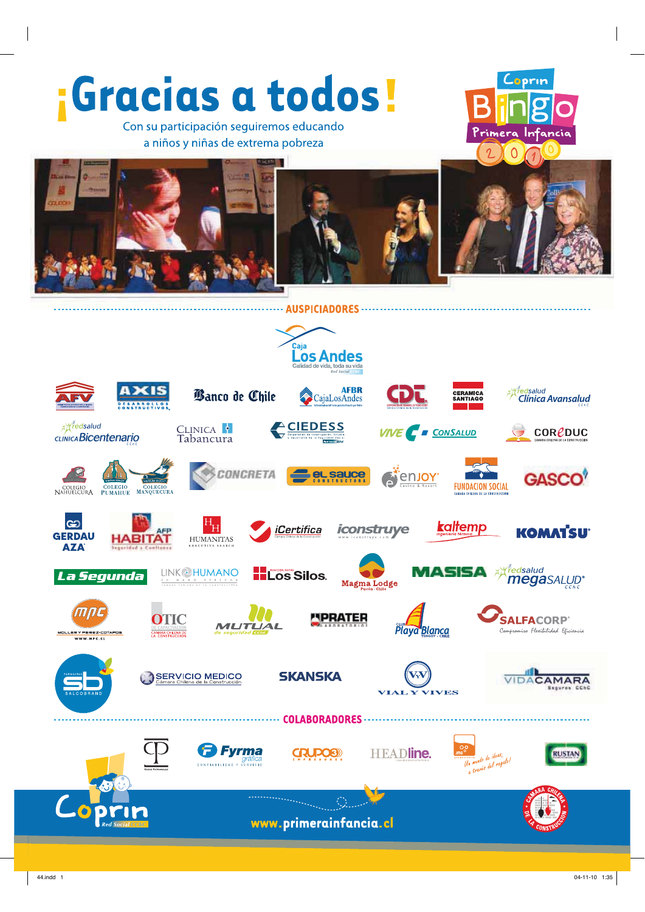# ¡Gracias a todos!

Con su participación seguiremos educando
a niños y niñas de extrema pobreza

Coprin Bingo Primera Infancia 2010

## AUSPICIADORES

Caja Los Andes — Calidad de vida, toda su vida

AFV · AXIS Desarrollos Constructivos · Banco de Chile · AFBR CajaLosAndes · CDT · Cerámica Santiago · redsalud Clínica Avansalud

redsalud Clínica Bicentenario · Clínica Tabancura · CIEDESS · VIVE · CONSALUD · COREDUC

Colegio Nahuelcura · Colegio Pumahue · Colegio Manquecura · Concreta · El Sauce Construcciones · enjoy Casino & Resort · Fundación Social · GASCO

Gerdau AZA · AFP Habitat · Humanitas Executive Search · iCertifica · iconstruye · kaltemp · KOMATSU

La Segunda · Link Humano · Inmobiliaria Los Silos · Magma Lodge Pucón - Chile · MASISA · redsalud megaSALUD

MPC Moller y Pérez-Cotapos · OTIC de Capacitación Cámara Chilena de la Construcción · Mutual de seguridad · Prater · Club Playa Blanca Tongoy - Chile · SALFACORP Compromiso Flexibilidad Eficiencia

Farmacias SB Salcobrand · Servicio Médico Cámara Chilena de la Construcción · SKANSKA · Vial y Vives · VidaCámara Seguros

## COLABORADORES

Fyrma gráfica · Grupo 3 · HEADline · ¡Un mundo de ideas, a través del regalo! · RUSTAN

Coprin Red Social

www.primerainfancia.cl

Cámara Chilena de la Construcción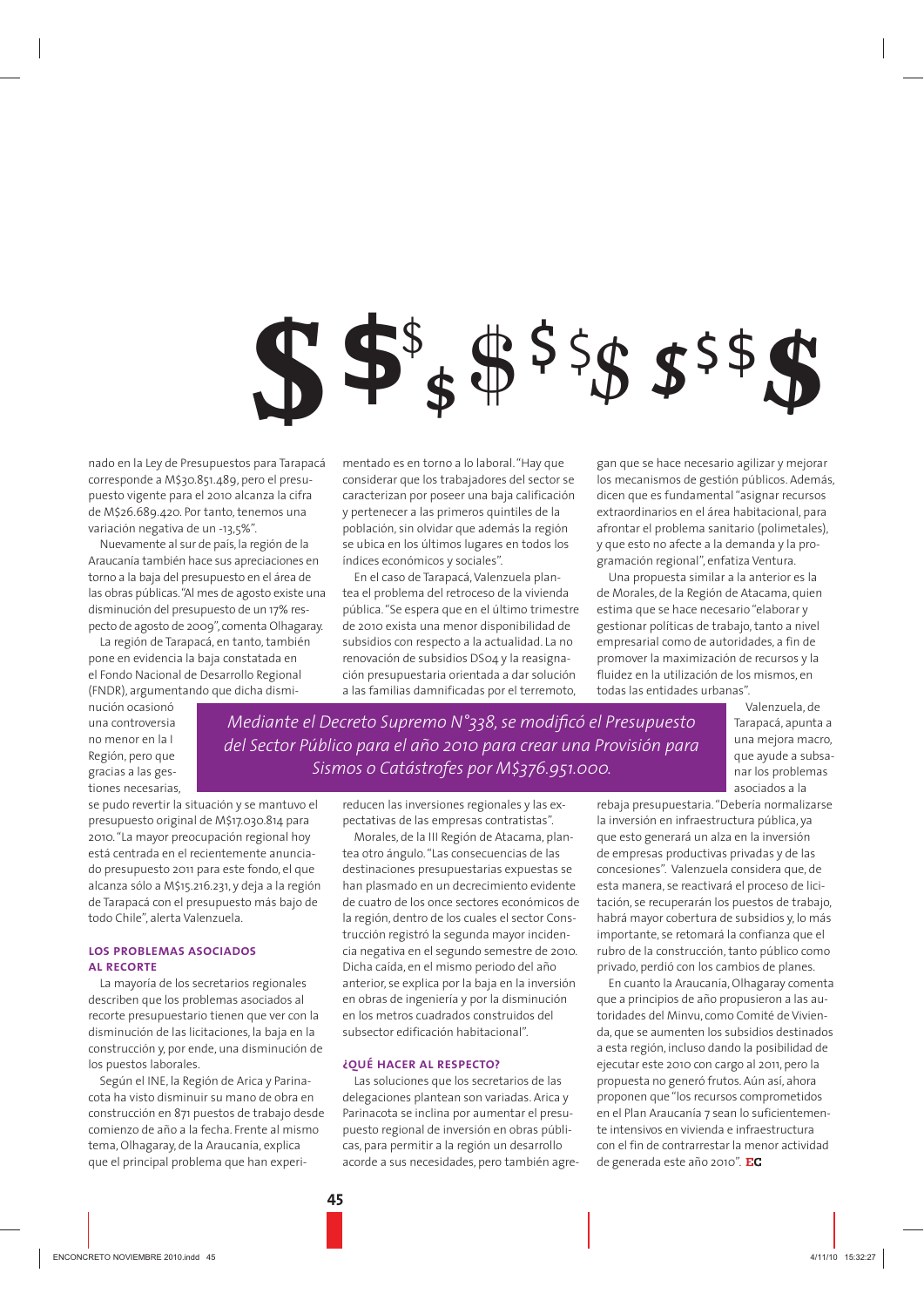nado en la Ley de Presupuestos para Tarapacá corresponde a M$30.851.489, pero el presupuesto vigente para el 2010 alcanza la cifra de M$26.689.420. Por tanto, tenemos una variación negativa de un -13,5%".

Nuevamente al sur de país, la región de la Araucanía también hace sus apreciaciones en torno a la baja del presupuesto en el área de las obras públicas. "Al mes de agosto existe una disminución del presupuesto de un 17% respecto de agosto de 2009", comenta Olhagaray.

La región de Tarapacá, en tanto, también pone en evidencia la baja constatada en el Fondo Nacional de Desarrollo Regional (FNDR), argumentando que dicha disminución ocasionó una controversia no menor en la I Región, pero que gracias a las gestiones necesarias, se pudo revertir la situación y se mantuvo el presupuesto original de M$17.030.814 para 2010. "La mayor preocupación regional hoy está centrada en el recientemente anunciado presupuesto 2011 para este fondo, el que alcanza sólo a M$15.216.231, y deja a la región de Tarapacá con el presupuesto más bajo de todo Chile", alerta Valenzuela.

### LOS PROBLEMAS ASOCIADOS AL RECORTE

La mayoría de los secretarios regionales describen que los problemas asociados al recorte presupuestario tienen que ver con la disminución de las licitaciones, la baja en la construcción y, por ende, una disminución de los puestos laborales.

Según el INE, la Región de Arica y Parinacota ha visto disminuir su mano de obra en construcción en 871 puestos de trabajo desde comienzo de año a la fecha. Frente al mismo tema, Olhagaray, de la Araucanía, explica que el principal problema que han experimentado es en torno a lo laboral. "Hay que considerar que los trabajadores del sector se caracterizan por poseer una baja calificación y pertenecer a las primeros quintiles de la población, sin olvidar que además la región se ubica en los últimos lugares en todos los índices económicos y sociales".

En el caso de Tarapacá, Valenzuela plantea el problema del retroceso de la vivienda pública. "Se espera que en el último trimestre de 2010 exista una menor disponibilidad de subsidios con respecto a la actualidad. La no renovación de subsidios DS04 y la reasignación presupuestaria orientada a dar solución a las familias damnificadas por el terremoto, reducen las inversiones regionales y las expectativas de las empresas contratistas".

*Mediante el Decreto Supremo N°338, se modificó el Presupuesto del Sector Público para el año 2010 para crear una Provisión para Sismos o Catástrofes por M$376.951.000.*

Morales, de la III Región de Atacama, plantea otro ángulo. "Las consecuencias de las destinaciones presupuestarias expuestas se han plasmado en un decrecimiento evidente de cuatro de los once sectores económicos de la región, dentro de los cuales el sector Construcción registró la segunda mayor incidencia negativa en el segundo semestre de 2010. Dicha caída, en el mismo periodo del año anterior, se explica por la baja en la inversión en obras de ingeniería y por la disminución en los metros cuadrados construidos del subsector edificación habitacional".

### ¿QUÉ HACER AL RESPECTO?

Las soluciones que los secretarios de las delegaciones plantean son variadas. Arica y Parinacota se inclina por aumentar el presupuesto regional de inversión en obras públicas, para permitir a la región un desarrollo acorde a sus necesidades, pero también agregan que se hace necesario agilizar y mejorar los mecanismos de gestión públicos. Además, dicen que es fundamental "asignar recursos extraordinarios en el área habitacional, para afrontar el problema sanitario (polimetales), y que esto no afecte a la demanda y la programación regional", enfatiza Ventura.

Una propuesta similar a la anterior es la de Morales, de la Región de Atacama, quien estima que se hace necesario "elaborar y gestionar políticas de trabajo, tanto a nivel empresarial como de autoridades, a fin de promover la maximización de recursos y la fluidez en la utilización de los mismos, en todas las entidades urbanas".

Valenzuela, de Tarapacá, apunta a una mejora macro, que ayude a subsanar los problemas asociados a la rebaja presupuestaria. "Debería normalizarse la inversión en infraestructura pública, ya que esto generará un alza en la inversión de empresas productivas privadas y de las concesiones". Valenzuela considera que, de esta manera, se reactivará el proceso de licitación, se recuperarán los puestos de trabajo, habrá mayor cobertura de subsidios y, lo más importante, se retomará la confianza que el rubro de la construcción, tanto público como privado, perdió con los cambios de planes.

En cuanto la Araucanía, Olhagaray comenta que a principios de año propusieron a las autoridades del Minvu, como Comité de Vivienda, que se aumenten los subsidios destinados a esta región, incluso dando la posibilidad de ejecutar este 2010 con cargo al 2011, pero la propuesta no generó frutos. Aún así, ahora proponen que "los recursos comprometidos en el Plan Araucanía 7 sean lo suficientemente intensivos en vivienda e infraestructura con el fin de contrarrestar la menor actividad de generada este año 2010". **EC**